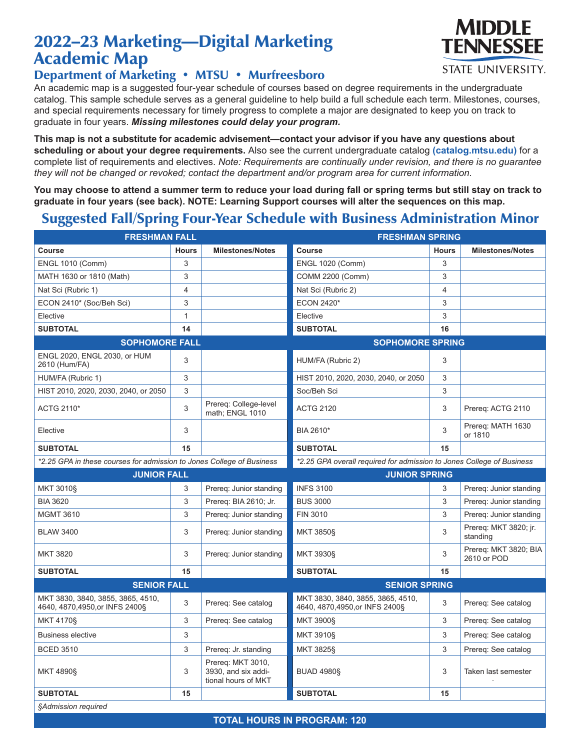# 2022–23 Marketing—Digital Marketing Academic Map

## Department of Marketing • MTSU • Murfreesboro

MIDDLE TENNESSEE STATE UNIVERSITY.

An academic map is a suggested four-year schedule of courses based on degree requirements in the undergraduate catalog. This sample schedule serves as a general guideline to help build a full schedule each term. Milestones, courses, and special requirements necessary for timely progress to complete a major are designated to keep you on track to graduate in four years. ***Missing milestones could delay your program.***

**This map is not a substitute for academic advisement—contact your advisor if you have any questions about scheduling or about your degree requirements.** Also see the current undergraduate catalog **(catalog.mtsu.edu)** for a complete list of requirements and electives. *Note: Requirements are continually under revision, and there is no guarantee they will not be changed or revoked; contact the department and/or program area for current information.*

**You may choose to attend a summer term to reduce your load during fall or spring terms but still stay on track to graduate in four years (see back). NOTE: Learning Support courses will alter the sequences on this map.**

## Suggested Fall/Spring Four-Year Schedule with Business Administration Minor

| FRESHMAN FALL | | | FRESHMAN SPRING | | |
|---|---|---|---|---|---|
| **Course** | **Hours** | **Milestones/Notes** | **Course** | **Hours** | **Milestones/Notes** |
| ENGL 1010 (Comm) | 3 | | ENGL 1020 (Comm) | 3 | |
| MATH 1630 or 1810 (Math) | 3 | | COMM 2200 (Comm) | 3 | |
| Nat Sci (Rubric 1) | 4 | | Nat Sci (Rubric 2) | 4 | |
| ECON 2410* (Soc/Beh Sci) | 3 | | ECON 2420* | 3 | |
| Elective | 1 | | Elective | 3 | |
| **SUBTOTAL** | **14** | | **SUBTOTAL** | **16** | |
| **SOPHOMORE FALL** | | | **SOPHOMORE SPRING** | | |
| ENGL 2020, ENGL 2030, or HUM 2610 (Hum/FA) | 3 | | HUM/FA (Rubric 2) | 3 | |
| HUM/FA (Rubric 1) | 3 | | HIST 2010, 2020, 2030, 2040, or 2050 | 3 | |
| HIST 2010, 2020, 2030, 2040, or 2050 | 3 | | Soc/Beh Sci | 3 | |
| ACTG 2110* | 3 | Prereq: College-level math; ENGL 1010 | ACTG 2120 | 3 | Prereq: ACTG 2110 |
| Elective | 3 | | BIA 2610* | 3 | Prereq: MATH 1630 or 1810 |
| **SUBTOTAL** | **15** | | **SUBTOTAL** | **15** | |
| *\*2.25 GPA in these courses for admission to Jones College of Business* | | | *\*2.25 GPA overall required for admission to Jones College of Business* | | |
| **JUNIOR FALL** | | | **JUNIOR SPRING** | | |
| MKT 3010§ | 3 | Prereq: Junior standing | INFS 3100 | 3 | Prereq: Junior standing |
| BIA 3620 | 3 | Prereq: BIA 2610; Jr. | BUS 3000 | 3 | Prereq: Junior standing |
| MGMT 3610 | 3 | Prereq: Junior standing | FIN 3010 | 3 | Prereq: Junior standing |
| BLAW 3400 | 3 | Prereq: Junior standing | MKT 3850§ | 3 | Prereq: MKT 3820; jr. standing |
| MKT 3820 | 3 | Prereq: Junior standing | MKT 3930§ | 3 | Prereq: MKT 3820; BIA 2610 or POD |
| **SUBTOTAL** | **15** | | **SUBTOTAL** | **15** | |
| **SENIOR FALL** | | | **SENIOR SPRING** | | |
| MKT 3830, 3840, 3855, 3865, 4510, 4640, 4870,4950,or INFS 2400§ | 3 | Prereq: See catalog | MKT 3830, 3840, 3855, 3865, 4510, 4640, 4870,4950,or INFS 2400§ | 3 | Prereq: See catalog |
| MKT 4170§ | 3 | Prereq: See catalog | MKT 3900§ | 3 | Prereq: See catalog |
| Business elective | 3 | | MKT 3910§ | 3 | Prereq: See catalog |
| BCED 3510 | 3 | Prereq: Jr. standing | MKT 3825§ | 3 | Prereq: See catalog |
| MKT 4890§ | 3 | Prereq: MKT 3010, 3930, and six additional hours of MKT | BUAD 4980§ | 3 | Taken last semester |
| **SUBTOTAL** | **15** | | **SUBTOTAL** | **15** | |
| *§Admission required* | | | | | |
| **TOTAL HOURS IN PROGRAM: 120** | | | | | |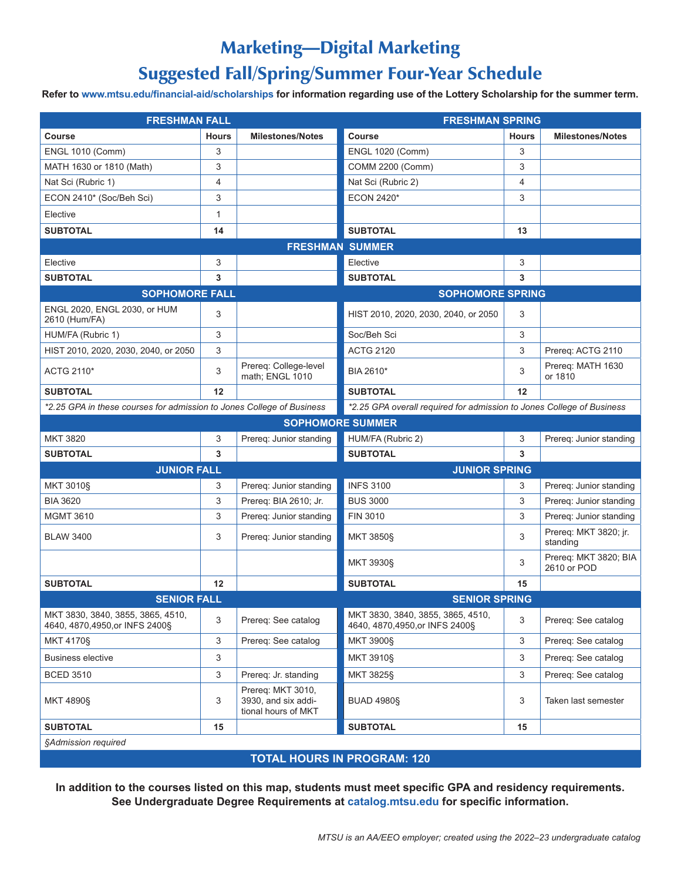# Marketing—Digital Marketing

## Suggested Fall/Spring/Summer Four-Year Schedule

**Refer to www.mtsu.edu/financial-aid/scholarships for information regarding use of the Lottery Scholarship for the summer term.**

| FRESHMAN FALL | | | FRESHMAN SPRING | | |
|---|---|---|---|---|---|
| **Course** | **Hours** | **Milestones/Notes** | **Course** | **Hours** | **Milestones/Notes** |
| ENGL 1010 (Comm) | 3 | | ENGL 1020 (Comm) | 3 | |
| MATH 1630 or 1810 (Math) | 3 | | COMM 2200 (Comm) | 3 | |
| Nat Sci (Rubric 1) | 4 | | Nat Sci (Rubric 2) | 4 | |
| ECON 2410* (Soc/Beh Sci) | 3 | | ECON 2420* | 3 | |
| Elective | 1 | | | | |
| **SUBTOTAL** | **14** | | **SUBTOTAL** | **13** | |
| **FRESHMAN SUMMER** | | | | | |
| Elective | 3 | | Elective | 3 | |
| **SUBTOTAL** | **3** | | **SUBTOTAL** | **3** | |
| **SOPHOMORE FALL** | | | **SOPHOMORE SPRING** | | |
| ENGL 2020, ENGL 2030, or HUM 2610 (Hum/FA) | 3 | | HIST 2010, 2020, 2030, 2040, or 2050 | 3 | |
| HUM/FA (Rubric 1) | 3 | | Soc/Beh Sci | 3 | |
| HIST 2010, 2020, 2030, 2040, or 2050 | 3 | | ACTG 2120 | 3 | Prereq: ACTG 2110 |
| ACTG 2110* | 3 | Prereq: College-level math; ENGL 1010 | BIA 2610* | 3 | Prereq: MATH 1630 or 1810 |
| **SUBTOTAL** | **12** | | **SUBTOTAL** | **12** | |
| *\*2.25 GPA in these courses for admission to Jones College of Business* | | | *\*2.25 GPA overall required for admission to Jones College of Business* | | |
| **SOPHOMORE SUMMER** | | | | | |
| MKT 3820 | 3 | Prereq: Junior standing | HUM/FA (Rubric 2) | 3 | Prereq: Junior standing |
| **SUBTOTAL** | **3** | | **SUBTOTAL** | **3** | |
| **JUNIOR FALL** | | | **JUNIOR SPRING** | | |
| MKT 3010§ | 3 | Prereq: Junior standing | INFS 3100 | 3 | Prereq: Junior standing |
| BIA 3620 | 3 | Prereq: BIA 2610; Jr. | BUS 3000 | 3 | Prereq: Junior standing |
| MGMT 3610 | 3 | Prereq: Junior standing | FIN 3010 | 3 | Prereq: Junior standing |
| BLAW 3400 | 3 | Prereq: Junior standing | MKT 3850§ | 3 | Prereq: MKT 3820; jr. standing |
| | | | MKT 3930§ | 3 | Prereq: MKT 3820; BIA 2610 or POD |
| **SUBTOTAL** | **12** | | **SUBTOTAL** | **15** | |
| **SENIOR FALL** | | | **SENIOR SPRING** | | |
| MKT 3830, 3840, 3855, 3865, 4510, 4640, 4870,4950,or INFS 2400§ | 3 | Prereq: See catalog | MKT 3830, 3840, 3855, 3865, 4510, 4640, 4870,4950,or INFS 2400§ | 3 | Prereq: See catalog |
| MKT 4170§ | 3 | Prereq: See catalog | MKT 3900§ | 3 | Prereq: See catalog |
| Business elective | 3 | | MKT 3910§ | 3 | Prereq: See catalog |
| BCED 3510 | 3 | Prereq: Jr. standing | MKT 3825§ | 3 | Prereq: See catalog |
| MKT 4890§ | 3 | Prereq: MKT 3010, 3930, and six additional hours of MKT | BUAD 4980§ | 3 | Taken last semester |
| **SUBTOTAL** | **15** | | **SUBTOTAL** | **15** | |
| *§Admission required* | | | | | |
| **TOTAL HOURS IN PROGRAM: 120** | | | | | |

**In addition to the courses listed on this map, students must meet specific GPA and residency requirements. See Undergraduate Degree Requirements at catalog.mtsu.edu for specific information.**

*MTSU is an AA/EEO employer; created using the 2022–23 undergraduate catalog*